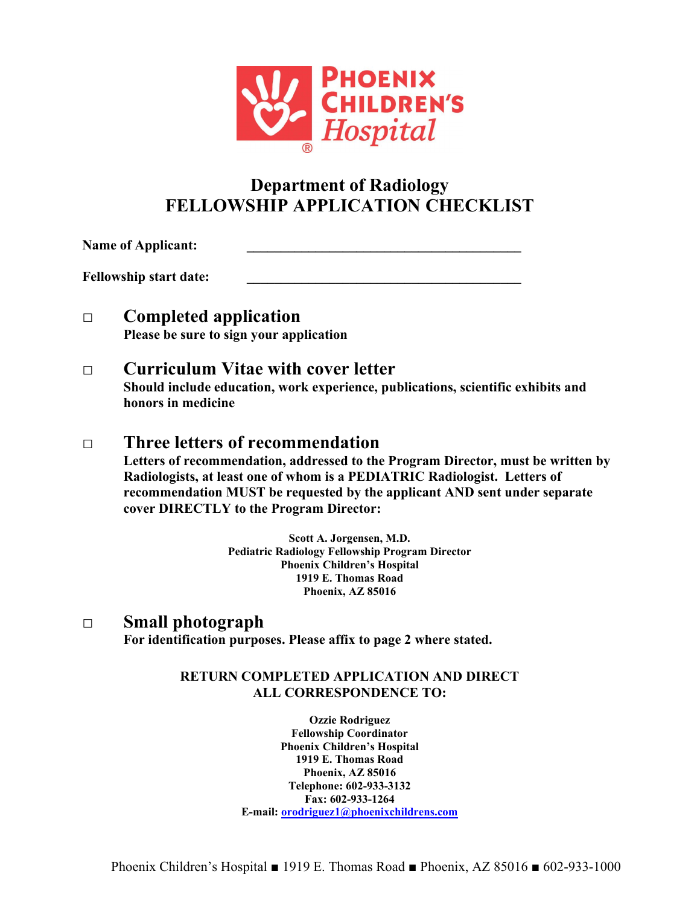PHOENIX CHILDREN'S *Hospital*®

# Department of Radiology
# FELLOWSHIP APPLICATION CHECKLIST

**Name of Applicant:** ________________________________________

**Fellowship start date:** ________________________________________

- ☐ **Completed application**
  **Please be sure to sign your application**

- ☐ **Curriculum Vitae with cover letter**
  **Should include education, work experience, publications, scientific exhibits and honors in medicine**

- ☐ **Three letters of recommendation**
  **Letters of recommendation, addressed to the Program Director, must be written by Radiologists, at least one of whom is a PEDIATRIC Radiologist. Letters of recommendation MUST be requested by the applicant AND sent under separate cover DIRECTLY to the Program Director:**

  **Scott A. Jorgensen, M.D.**
  **Pediatric Radiology Fellowship Program Director**
  **Phoenix Children's Hospital**
  **1919 E. Thomas Road**
  **Phoenix, AZ 85016**

- ☐ **Small photograph**
  **For identification purposes. Please affix to page 2 where stated.**

**RETURN COMPLETED APPLICATION AND DIRECT ALL CORRESPONDENCE TO:**

**Ozzie Rodriguez**
**Fellowship Coordinator**
**Phoenix Children's Hospital**
**1919 E. Thomas Road**
**Phoenix, AZ 85016**
**Telephone: 602-933-3132**
**Fax: 602-933-1264**
**E-mail: orodriguez1@phoenixchildrens.com**

Phoenix Children's Hospital ■ 1919 E. Thomas Road ■ Phoenix, AZ 85016 ■ 602-933-1000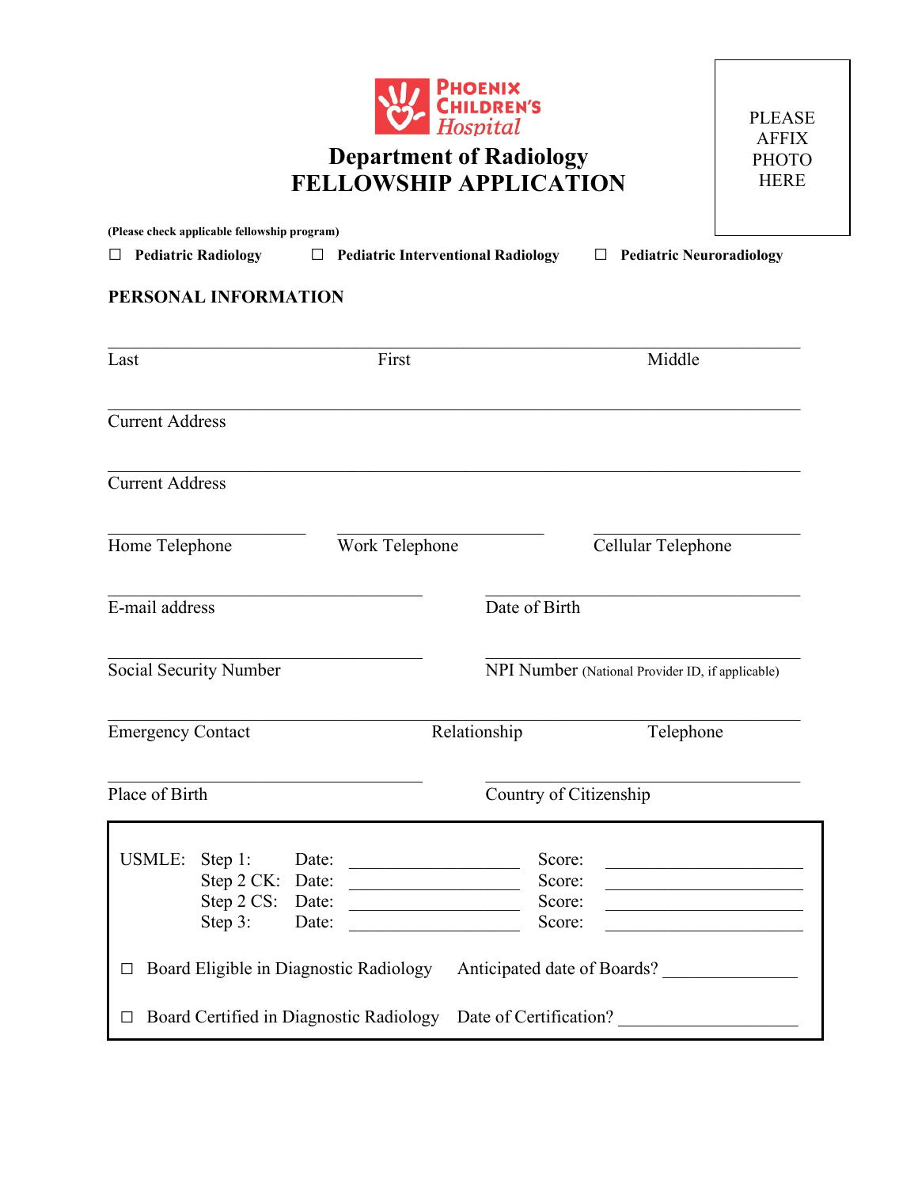Phoenix Children's Hospital

# Department of Radiology
# FELLOWSHIP APPLICATION

PLEASE AFFIX PHOTO HERE

**(Please check applicable fellowship program)**

☐ **Pediatric Radiology** ☐ **Pediatric Interventional Radiology** ☐ **Pediatric Neuroradiology**

## PERSONAL INFORMATION

\_\_\_\_\_\_\_\_\_\_\_\_\_\_\_\_\_\_\_\_\_\_\_\_\_\_\_\_\_\_\_\_\_\_\_\_\_\_\_\_\_\_\_\_\_\_\_\_\_\_\_\_\_\_\_\_\_\_\_\_

Last First Middle

\_\_\_\_\_\_\_\_\_\_\_\_\_\_\_\_\_\_\_\_\_\_\_\_\_\_\_\_\_\_\_\_\_\_\_\_\_\_\_\_\_\_\_\_\_\_\_\_\_\_\_\_\_\_\_\_\_\_\_\_

Current Address

\_\_\_\_\_\_\_\_\_\_\_\_\_\_\_\_\_\_\_\_\_\_\_\_\_\_\_\_\_\_\_\_\_\_\_\_\_\_\_\_\_\_\_\_\_\_\_\_\_\_\_\_\_\_\_\_\_\_\_\_

Current Address

\_\_\_\_\_\_\_\_\_\_\_\_\_\_\_\_ \_\_\_\_\_\_\_\_\_\_\_\_\_\_\_\_ \_\_\_\_\_\_\_\_\_\_\_\_\_\_\_\_

Home Telephone Work Telephone Cellular Telephone

\_\_\_\_\_\_\_\_\_\_\_\_\_\_\_\_\_\_\_\_\_\_\_\_\_\_ \_\_\_\_\_\_\_\_\_\_\_\_\_\_\_\_\_\_\_\_\_\_\_\_\_\_

E-mail address Date of Birth

\_\_\_\_\_\_\_\_\_\_\_\_\_\_\_\_\_\_\_\_\_\_\_\_\_\_ \_\_\_\_\_\_\_\_\_\_\_\_\_\_\_\_\_\_\_\_\_\_\_\_\_\_

Social Security Number NPI Number (National Provider ID, if applicable)

\_\_\_\_\_\_\_\_\_\_\_\_\_\_\_\_\_\_\_\_\_\_\_\_\_\_\_\_\_\_\_\_\_\_\_\_\_\_\_\_\_\_\_\_\_\_\_\_\_\_\_\_\_\_\_\_\_\_\_\_

Emergency Contact Relationship Telephone

\_\_\_\_\_\_\_\_\_\_\_\_\_\_\_\_\_\_\_\_\_\_\_\_\_\_ \_\_\_\_\_\_\_\_\_\_\_\_\_\_\_\_\_\_\_\_\_\_\_\_\_\_

Place of Birth Country of Citizenship

| USMLE: | | Date: | Score: |
|---|---|---|---|
| | Step 1: | \_\_\_\_\_\_\_\_\_\_\_\_\_\_\_\_ | \_\_\_\_\_\_\_\_\_\_\_\_\_\_\_\_ |
| | Step 2 CK: | \_\_\_\_\_\_\_\_\_\_\_\_\_\_\_\_ | \_\_\_\_\_\_\_\_\_\_\_\_\_\_\_\_ |
| | Step 2 CS: | \_\_\_\_\_\_\_\_\_\_\_\_\_\_\_\_ | \_\_\_\_\_\_\_\_\_\_\_\_\_\_\_\_ |
| | Step 3: | \_\_\_\_\_\_\_\_\_\_\_\_\_\_\_\_ | \_\_\_\_\_\_\_\_\_\_\_\_\_\_\_\_ |

☐ Board Eligible in Diagnostic Radiology Anticipated date of Boards? \_\_\_\_\_\_\_\_\_\_\_\_\_\_\_\_

☐ Board Certified in Diagnostic Radiology Date of Certification? \_\_\_\_\_\_\_\_\_\_\_\_\_\_\_\_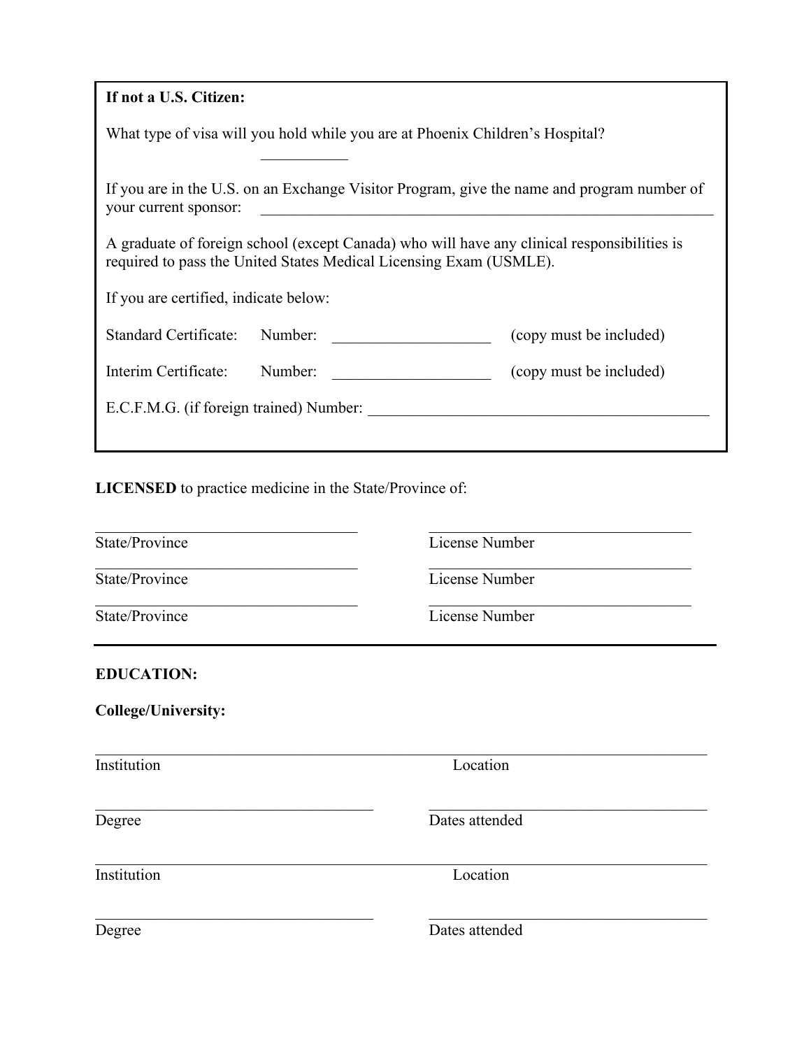**If not a U.S. Citizen:**

What type of visa will you hold while you are at Phoenix Children's Hospital?

___________

If you are in the U.S. on an Exchange Visitor Program, give the name and program number of your current sponsor: ____________________________________________________________

A graduate of foreign school (except Canada) who will have any clinical responsibilities is required to pass the United States Medical Licensing Exam (USMLE).

If you are certified, indicate below:

Standard Certificate: Number: ____________________ (copy must be included)

Interim Certificate: Number: ____________________ (copy must be included)

E.C.F.M.G. (if foreign trained) Number: ____________________________________________

**LICENSED** to practice medicine in the State/Province of:

| | |
|---|---|
| ________________________________ | ________________________________ |
| State/Province | License Number |
| ________________________________ | ________________________________ |
| State/Province | License Number |
| ________________________________ | ________________________________ |
| State/Province | License Number |

---

**EDUCATION:**

**College/University:**

_______________________________________________________________________________

Institution Location

__________________________________ __________________________________

Degree Dates attended

_______________________________________________________________________________

Institution Location

__________________________________ __________________________________

Degree Dates attended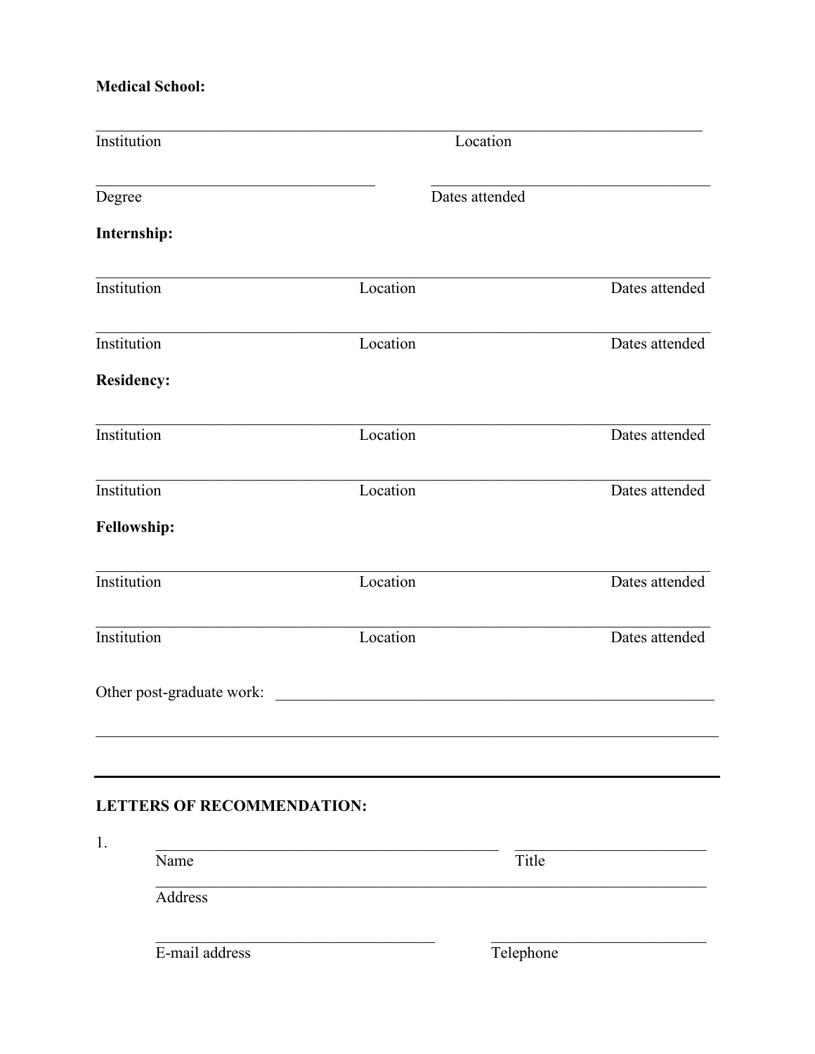**Medical School:**

_______________________________________________________________________________
Institution                                                                                  Location

____________________________________          ____________________________________
Degree                                                                 Dates attended

**Internship:**

_______________________________________________________________________________
Institution                                        Location                                        Dates attended

_______________________________________________________________________________
Institution                                        Location                                        Dates attended

**Residency:**

_______________________________________________________________________________
Institution                                        Location                                        Dates attended

_______________________________________________________________________________
Institution                                        Location                                        Dates attended

**Fellowship:**

_______________________________________________________________________________
Institution                                        Location                                        Dates attended

_______________________________________________________________________________
Institution                                        Location                                        Dates attended

Other post-graduate work: _________________________________________________________

_______________________________________________________________________________

---

**LETTERS OF RECOMMENDATION:**

1. ____________________________________________     _________________________
   Name                                                                                        Title

   _______________________________________________________________________
   Address

   ____________________________________     ____________________________
   E-mail address                                                          Telephone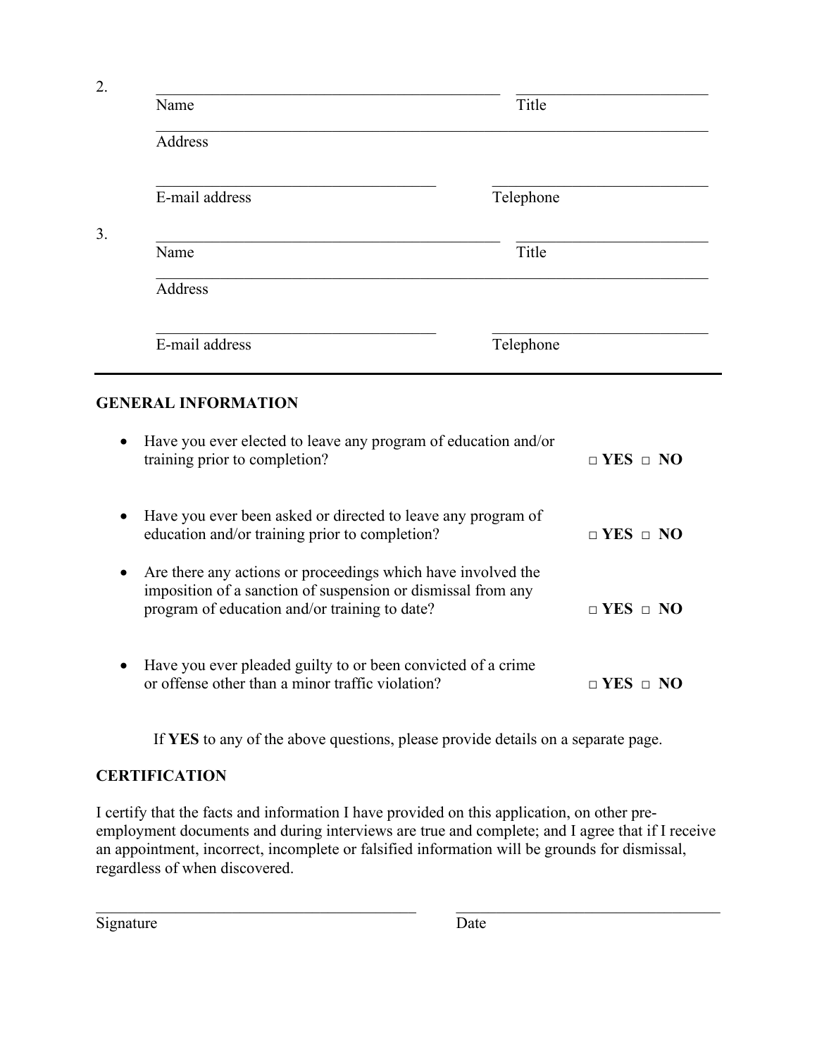2.

Name ____________________ Title ____________________

Address ____________________________________________

E-mail address ____________________ Telephone ____________________

3.

Name ____________________ Title ____________________

Address ____________________________________________

E-mail address ____________________ Telephone ____________________

---

**GENERAL INFORMATION**

- Have you ever elected to leave any program of education and/or training prior to completion? **□ YES □ NO**

- Have you ever been asked or directed to leave any program of education and/or training prior to completion? **□ YES □ NO**

- Are there any actions or proceedings which have involved the imposition of a sanction of suspension or dismissal from any program of education and/or training to date? **□ YES □ NO**

- Have you ever pleaded guilty to or been convicted of a crime or offense other than a minor traffic violation? **□ YES □ NO**

If **YES** to any of the above questions, please provide details on a separate page.

**CERTIFICATION**

I certify that the facts and information I have provided on this application, on other pre-employment documents and during interviews are true and complete; and I agree that if I receive an appointment, incorrect, incomplete or falsified information will be grounds for dismissal, regardless of when discovered.

Signature ____________________ Date ____________________